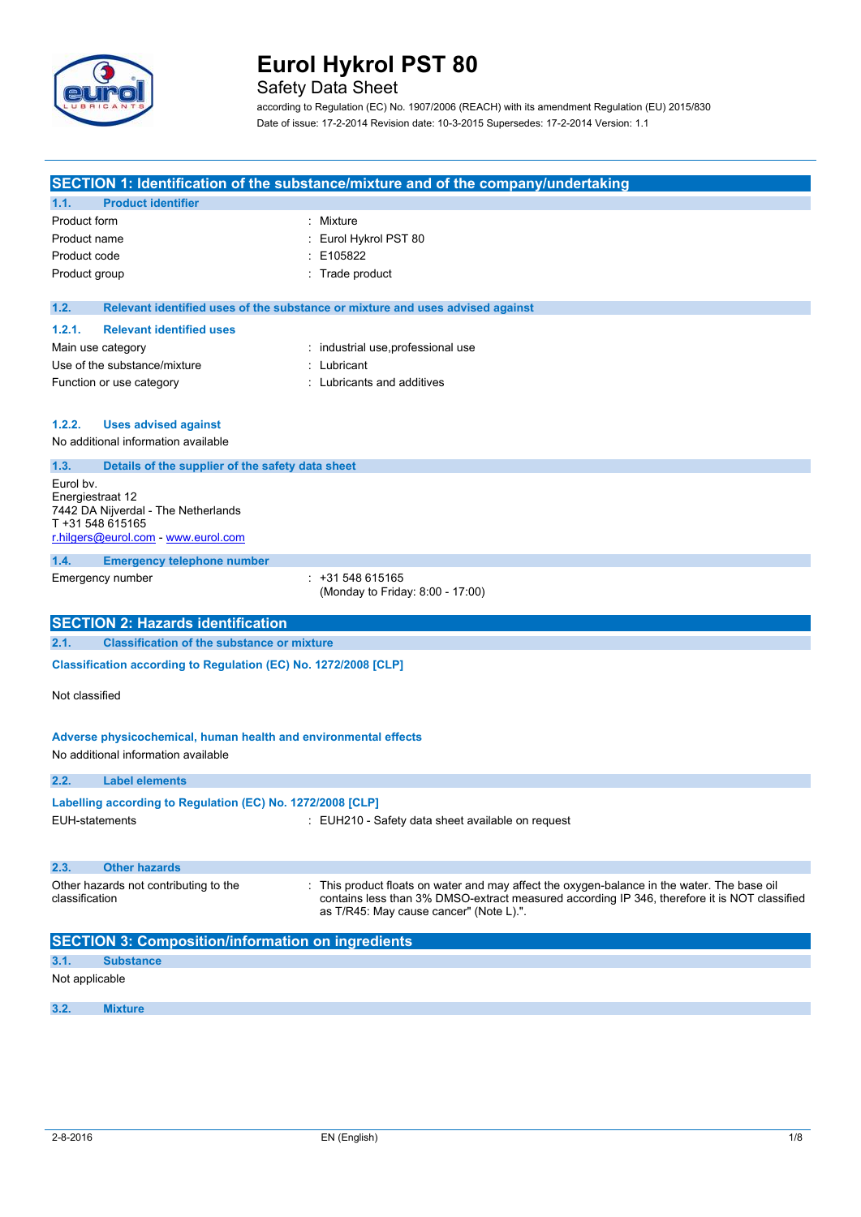# Eurol Hykrol PST 80

Safety Data Sheet

according to Regulation (EC) No. 1907/2006 (REACH) with its amendment Regulation (EU) 2015/830

Date of issue: 17-2-2014 Revision date: 10-3-2015 Supersedes: 17-2-2014 Version: 1.1

## SECTION 1: Identification of the substance/mixture and of the company/undertaking

### 1.1. Product identifier

| | |
|---|---|
| Product form | : Mixture |
| Product name | : Eurol Hykrol PST 80 |
| Product code | : E105822 |
| Product group | : Trade product |

### 1.2. Relevant identified uses of the substance or mixture and uses advised against

#### 1.2.1. Relevant identified uses

| | |
|---|---|
| Main use category | : industrial use,professional use |
| Use of the substance/mixture | : Lubricant |
| Function or use category | : Lubricants and additives |

#### 1.2.2. Uses advised against

No additional information available

### 1.3. Details of the supplier of the safety data sheet

Eurol bv.
Energiestraat 12
7442 DA Nijverdal - The Netherlands
T +31 548 615165
r.hilgers@eurol.com - www.eurol.com

### 1.4. Emergency telephone number

| | |
|---|---|
| Emergency number | : +31 548 615165 (Monday to Friday: 8:00 - 17:00) |

## SECTION 2: Hazards identification

### 2.1. Classification of the substance or mixture

**Classification according to Regulation (EC) No. 1272/2008 [CLP]**

Not classified

**Adverse physicochemical, human health and environmental effects**

No additional information available

### 2.2. Label elements

**Labelling according to Regulation (EC) No. 1272/2008 [CLP]**

| | |
|---|---|
| EUH-statements | : EUH210 - Safety data sheet available on request |

### 2.3. Other hazards

| | |
|---|---|
| Other hazards not contributing to the classification | : This product floats on water and may affect the oxygen-balance in the water. The base oil contains less than 3% DMSO-extract measured according IP 346, therefore it is NOT classified as T/R45: May cause cancer" (Note L).". |

## SECTION 3: Composition/information on ingredients

### 3.1. Substance

Not applicable

### 3.2. Mixture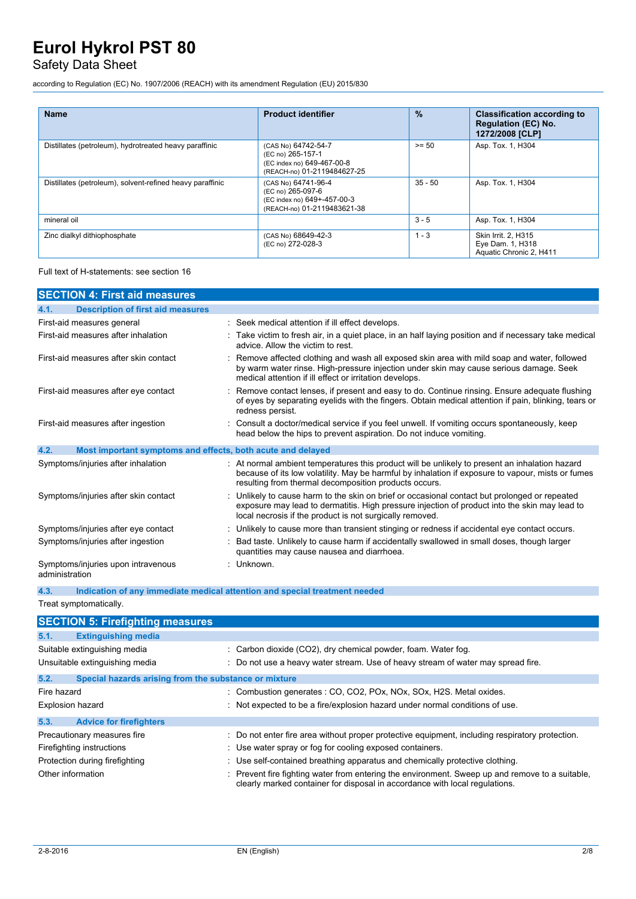| Name | Product identifier | % | Classification according to Regulation (EC) No. 1272/2008 [CLP] |
|---|---|---|---|
| Distillates (petroleum), hydrotreated heavy paraffinic | (CAS No) 64742-54-7<br>(EC no) 265-157-1<br>(EC index no) 649-467-00-8<br>(REACH-no) 01-2119484627-25 | >= 50 | Asp. Tox. 1, H304 |
| Distillates (petroleum), solvent-refined heavy paraffinic | (CAS No) 64741-96-4<br>(EC no) 265-097-6<br>(EC index no) 649+-457-00-3<br>(REACH-no) 01-2119483621-38 | 35 - 50 | Asp. Tox. 1, H304 |
| mineral oil | | 3 - 5 | Asp. Tox. 1, H304 |
| Zinc dialkyl dithiophosphate | (CAS No) 68649-42-3<br>(EC no) 272-028-3 | 1 - 3 | Skin Irrit. 2, H315<br>Eye Dam. 1, H318<br>Aquatic Chronic 2, H411 |

Full text of H-statements: see section 16

## SECTION 4: First aid measures

### 4.1. Description of first aid measures

| | |
|---|---|
| First-aid measures general | : Seek medical attention if ill effect develops. |
| First-aid measures after inhalation | : Take victim to fresh air, in a quiet place, in an half laying position and if necessary take medical advice. Allow the victim to rest. |
| First-aid measures after skin contact | : Remove affected clothing and wash all exposed skin area with mild soap and water, followed by warm water rinse. High-pressure injection under skin may cause serious damage. Seek medical attention if ill effect or irritation develops. |
| First-aid measures after eye contact | : Remove contact lenses, if present and easy to do. Continue rinsing. Ensure adequate flushing of eyes by separating eyelids with the fingers. Obtain medical attention if pain, blinking, tears or redness persist. |
| First-aid measures after ingestion | : Consult a doctor/medical service if you feel unwell. If vomiting occurs spontaneously, keep head below the hips to prevent aspiration. Do not induce vomiting. |

### 4.2. Most important symptoms and effects, both acute and delayed

| | |
|---|---|
| Symptoms/injuries after inhalation | : At normal ambient temperatures this product will be unlikely to present an inhalation hazard because of its low volatility. May be harmful by inhalation if exposure to vapour, mists or fumes resulting from thermal decomposition products occurs. |
| Symptoms/injuries after skin contact | : Unlikely to cause harm to the skin on brief or occasional contact but prolonged or repeated exposure may lead to dermatitis. High pressure injection of product into the skin may lead to local necrosis if the product is not surgically removed. |
| Symptoms/injuries after eye contact | : Unlikely to cause more than transient stinging or redness if accidental eye contact occurs. |
| Symptoms/injuries after ingestion | : Bad taste. Unlikely to cause harm if accidentally swallowed in small doses, though larger quantities may cause nausea and diarrhoea. |
| Symptoms/injuries upon intravenous administration | : Unknown. |

### 4.3. Indication of any immediate medical attention and special treatment needed

Treat symptomatically.

## SECTION 5: Firefighting measures

### 5.1. Extinguishing media

| | |
|---|---|
| Suitable extinguishing media | : Carbon dioxide (CO2), dry chemical powder, foam. Water fog. |
| Unsuitable extinguishing media | : Do not use a heavy water stream. Use of heavy stream of water may spread fire. |

### 5.2. Special hazards arising from the substance or mixture

| | |
|---|---|
| Fire hazard | : Combustion generates : CO, CO2, POx, NOx, SOx, H2S. Metal oxides. |
| Explosion hazard | : Not expected to be a fire/explosion hazard under normal conditions of use. |

### 5.3. Advice for firefighters

| | |
|---|---|
| Precautionary measures fire | : Do not enter fire area without proper protective equipment, including respiratory protection. |
| Firefighting instructions | : Use water spray or fog for cooling exposed containers. |
| Protection during firefighting | : Use self-contained breathing apparatus and chemically protective clothing. |
| Other information | : Prevent fire fighting water from entering the environment. Sweep up and remove to a suitable, clearly marked container for disposal in accordance with local regulations. |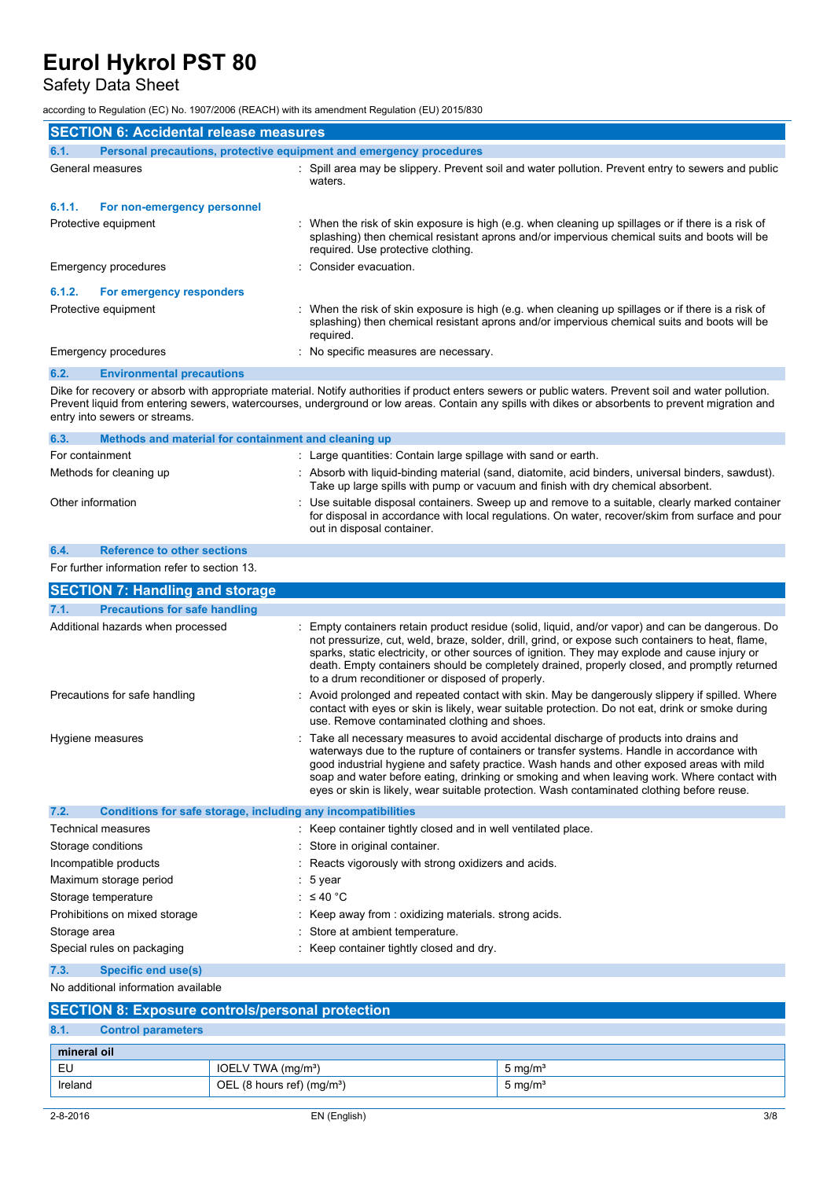## SECTION 6: Accidental release measures

### 6.1. Personal precautions, protective equipment and emergency procedures

General measures : Spill area may be slippery. Prevent soil and water pollution. Prevent entry to sewers and public waters.

#### 6.1.1. For non-emergency personnel

Protective equipment : When the risk of skin exposure is high (e.g. when cleaning up spillages or if there is a risk of splashing) then chemical resistant aprons and/or impervious chemical suits and boots will be required. Use protective clothing.

Emergency procedures : Consider evacuation.

#### 6.1.2. For emergency responders

Protective equipment : When the risk of skin exposure is high (e.g. when cleaning up spillages or if there is a risk of splashing) then chemical resistant aprons and/or impervious chemical suits and boots will be required.

Emergency procedures : No specific measures are necessary.

### 6.2. Environmental precautions

Dike for recovery or absorb with appropriate material. Notify authorities if product enters sewers or public waters. Prevent soil and water pollution. Prevent liquid from entering sewers, watercourses, underground or low areas. Contain any spills with dikes or absorbents to prevent migration and entry into sewers or streams.

### 6.3. Methods and material for containment and cleaning up

For containment : Large quantities: Contain large spillage with sand or earth.

Methods for cleaning up : Absorb with liquid-binding material (sand, diatomite, acid binders, universal binders, sawdust). Take up large spills with pump or vacuum and finish with dry chemical absorbent.

Other information : Use suitable disposal containers. Sweep up and remove to a suitable, clearly marked container for disposal in accordance with local regulations. On water, recover/skim from surface and pour out in disposal container.

### 6.4. Reference to other sections

For further information refer to section 13.

## SECTION 7: Handling and storage

### 7.1. Precautions for safe handling

Additional hazards when processed : Empty containers retain product residue (solid, liquid, and/or vapor) and can be dangerous. Do not pressurize, cut, weld, braze, solder, drill, grind, or expose such containers to heat, flame, sparks, static electricity, or other sources of ignition. They may explode and cause injury or death. Empty containers should be completely drained, properly closed, and promptly returned to a drum reconditioner or disposed of properly.

Precautions for safe handling : Avoid prolonged and repeated contact with skin. May be dangerously slippery if spilled. Where contact with eyes or skin is likely, wear suitable protection. Do not eat, drink or smoke during use. Remove contaminated clothing and shoes.

Hygiene measures : Take all necessary measures to avoid accidental discharge of products into drains and waterways due to the rupture of containers or transfer systems. Handle in accordance with good industrial hygiene and safety practice. Wash hands and other exposed areas with mild soap and water before eating, drinking or smoking and when leaving work. Where contact with eyes or skin is likely, wear suitable protection. Wash contaminated clothing before reuse.

### 7.2. Conditions for safe storage, including any incompatibilities

Technical measures : Keep container tightly closed and in well ventilated place.

Storage conditions : Store in original container.

Incompatible products : Reacts vigorously with strong oxidizers and acids.

Maximum storage period : 5 year

Storage temperature : ≤ 40 °C

Prohibitions on mixed storage : Keep away from : oxidizing materials. strong acids.

Storage area : Store at ambient temperature.

Special rules on packaging : Keep container tightly closed and dry.

### 7.3. Specific end use(s)

No additional information available

## SECTION 8: Exposure controls/personal protection

### 8.1. Control parameters

| mineral oil | | |
|---|---|---|
| EU | IOELV TWA (mg/m³) | 5 mg/m³ |
| Ireland | OEL (8 hours ref) (mg/m³) | 5 mg/m³ |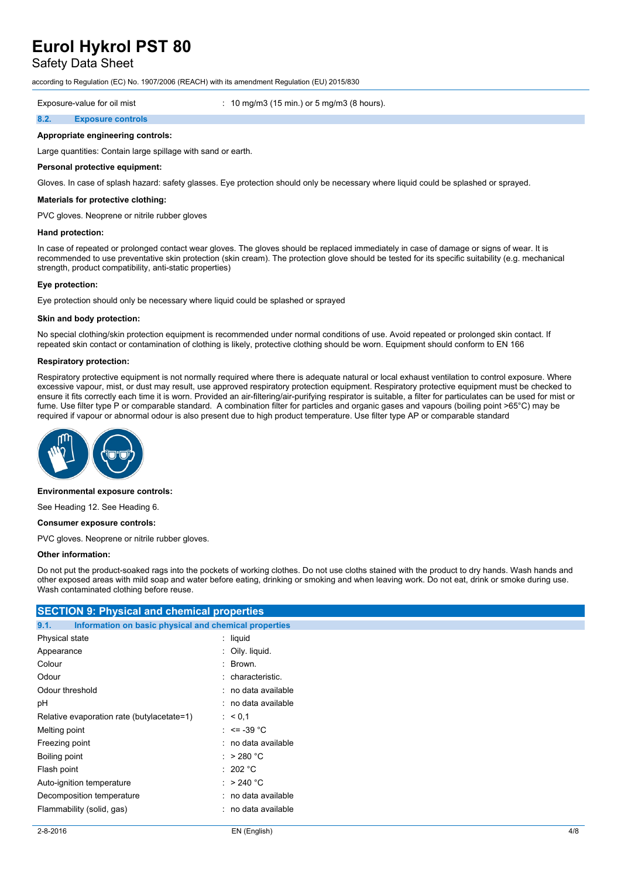| | |
|---|---|
| Exposure-value for oil mist | : 10 mg/m3 (15 min.) or 5 mg/m3 (8 hours). |

### 8.2. Exposure controls

**Appropriate engineering controls:**

Large quantities: Contain large spillage with sand or earth.

**Personal protective equipment:**

Gloves. In case of splash hazard: safety glasses. Eye protection should only be necessary where liquid could be splashed or sprayed.

**Materials for protective clothing:**

PVC gloves. Neoprene or nitrile rubber gloves

**Hand protection:**

In case of repeated or prolonged contact wear gloves. The gloves should be replaced immediately in case of damage or signs of wear. It is recommended to use preventative skin protection (skin cream). The protection glove should be tested for its specific suitability (e.g. mechanical strength, product compatibility, anti-static properties)

**Eye protection:**

Eye protection should only be necessary where liquid could be splashed or sprayed

**Skin and body protection:**

No special clothing/skin protection equipment is recommended under normal conditions of use. Avoid repeated or prolonged skin contact. If repeated skin contact or contamination of clothing is likely, protective clothing should be worn. Equipment should conform to EN 166

**Respiratory protection:**

Respiratory protective equipment is not normally required where there is adequate natural or local exhaust ventilation to control exposure. Where excessive vapour, mist, or dust may result, use approved respiratory protection equipment. Respiratory protective equipment must be checked to ensure it fits correctly each time it is worn. Provided an air-filtering/air-purifying respirator is suitable, a filter for particulates can be used for mist or fume. Use filter type P or comparable standard. A combination filter for particles and organic gases and vapours (boiling point >65°C) may be required if vapour or abnormal odour is also present due to high product temperature. Use filter type AP or comparable standard

**Environmental exposure controls:**

See Heading 12. See Heading 6.

**Consumer exposure controls:**

PVC gloves. Neoprene or nitrile rubber gloves.

**Other information:**

Do not put the product-soaked rags into the pockets of working clothes. Do not use cloths stained with the product to dry hands. Wash hands and other exposed areas with mild soap and water before eating, drinking or smoking and when leaving work. Do not eat, drink or smoke during use. Wash contaminated clothing before reuse.

## SECTION 9: Physical and chemical properties

### 9.1. Information on basic physical and chemical properties

| | |
|---|---|
| Physical state | : liquid |
| Appearance | : Oily. liquid. |
| Colour | : Brown. |
| Odour | : characteristic. |
| Odour threshold | : no data available |
| pH | : no data available |
| Relative evaporation rate (butylacetate=1) | : < 0,1 |
| Melting point | : <= -39 °C |
| Freezing point | : no data available |
| Boiling point | : > 280 °C |
| Flash point | : 202 °C |
| Auto-ignition temperature | : > 240 °C |
| Decomposition temperature | : no data available |
| Flammability (solid, gas) | : no data available |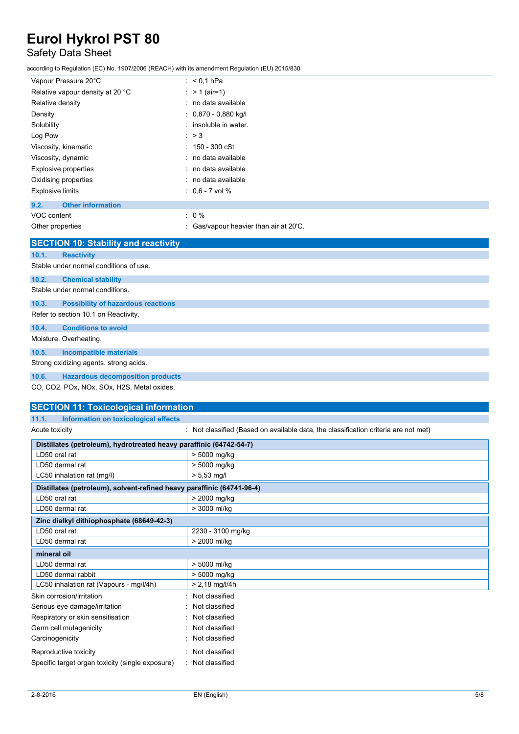| | |
|---|---|
| Vapour Pressure 20°C | : < 0,1 hPa |
| Relative vapour density at 20 °C | : > 1 (air=1) |
| Relative density | : no data available |
| Density | : 0,870 - 0,880 kg/l |
| Solubility | : insoluble in water. |
| Log Pow | : > 3 |
| Viscosity, kinematic | : 150 - 300 cSt |
| Viscosity, dynamic | : no data available |
| Explosive properties | : no data available |
| Oxidising properties | : no data available |
| Explosive limits | : 0,6 - 7 vol % |

### 9.2. Other information

| | |
|---|---|
| VOC content | : 0 % |
| Other properties | : Gas/vapour heavier than air at 20'C. |

## SECTION 10: Stability and reactivity

### 10.1. Reactivity

Stable under normal conditions of use.

### 10.2. Chemical stability

Stable under normal conditions.

### 10.3. Possibility of hazardous reactions

Refer to section 10.1 on Reactivity.

### 10.4. Conditions to avoid

Moisture. Overheating.

### 10.5. Incompatible materials

Strong oxidizing agents. strong acids.

### 10.6. Hazardous decomposition products

CO, $CO_2$, POx, NOx, SOx, $H_2S$. Metal oxides.

## SECTION 11: Toxicological information

### 11.1. Information on toxicological effects

Acute toxicity : Not classified (Based on available data, the classification criteria are not met)

| **Distillates (petroleum), hydrotreated heavy paraffinic (64742-54-7)** | |
|---|---|
| LD50 oral rat | > 5000 mg/kg |
| LD50 dermal rat | > 5000 mg/kg |
| LC50 inhalation rat (mg/l) | > 5,53 mg/l |

| **Distillates (petroleum), solvent-refined heavy paraffinic (64741-96-4)** | |
|---|---|
| LD50 oral rat | > 2000 mg/kg |
| LD50 dermal rat | > 3000 ml/kg |

| **Zinc dialkyl dithiophosphate (68649-42-3)** | |
|---|---|
| LD50 oral rat | 2230 - 3100 mg/kg |
| LD50 dermal rat | > 2000 ml/kg |

| **mineral oil** | |
|---|---|
| LD50 dermal rat | > 5000 ml/kg |
| LD50 dermal rabbit | > 5000 mg/kg |
| LC50 inhalation rat (Vapours - mg/l/4h) | > 2,18 mg/l/4h |

| | |
|---|---|
| Skin corrosion/irritation | : Not classified |
| Serious eye damage/irritation | : Not classified |
| Respiratory or skin sensitisation | : Not classified |
| Germ cell mutagenicity | : Not classified |
| Carcinogenicity | : Not classified |
| Reproductive toxicity | : Not classified |
| Specific target organ toxicity (single exposure) | : Not classified |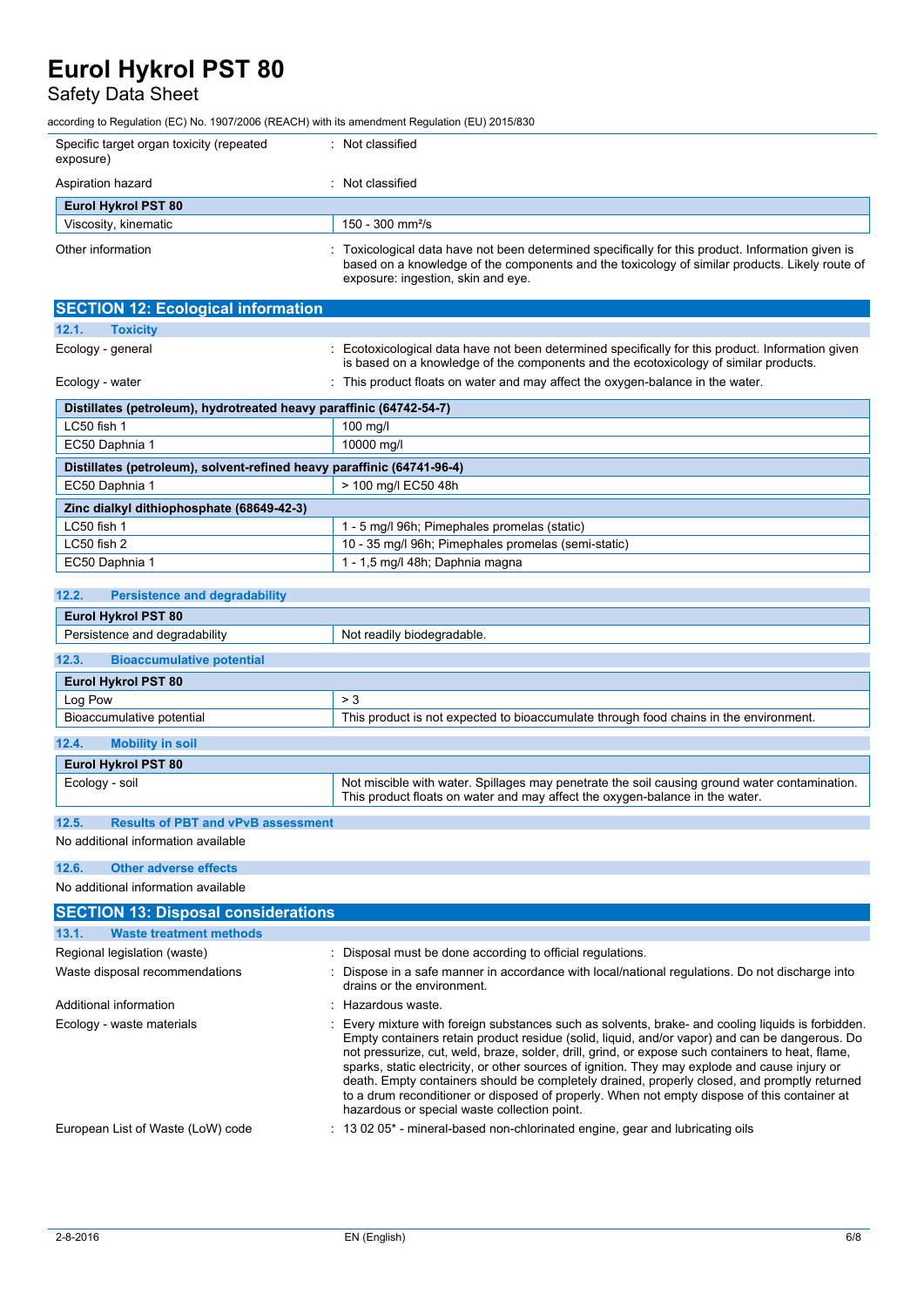| | |
|---|---|
| Specific target organ toxicity (repeated exposure) | : Not classified |
| Aspiration hazard | : Not classified |

| Eurol Hykrol PST 80 | |
|---|---|
| Viscosity, kinematic | 150 - 300 mm²/s |

Other information : Toxicological data have not been determined specifically for this product. Information given is based on a knowledge of the components and the toxicology of similar products. Likely route of exposure: ingestion, skin and eye.

## SECTION 12: Ecological information

### 12.1. Toxicity

Ecology - general : Ecotoxicological data have not been determined specifically for this product. Information given is based on a knowledge of the components and the ecotoxicology of similar products.

Ecology - water : This product floats on water and may affect the oxygen-balance in the water.

| Distillates (petroleum), hydrotreated heavy paraffinic (64742-54-7) | |
|---|---|
| LC50 fish 1 | 100 mg/l |
| EC50 Daphnia 1 | 10000 mg/l |

| Distillates (petroleum), solvent-refined heavy paraffinic (64741-96-4) | |
|---|---|
| EC50 Daphnia 1 | > 100 mg/l EC50 48h |

| Zinc dialkyl dithiophosphate (68649-42-3) | |
|---|---|
| LC50 fish 1 | 1 - 5 mg/l 96h; Pimephales promelas (static) |
| LC50 fish 2 | 10 - 35 mg/l 96h; Pimephales promelas (semi-static) |
| EC50 Daphnia 1 | 1 - 1,5 mg/l 48h; Daphnia magna |

### 12.2. Persistence and degradability

| Eurol Hykrol PST 80 | |
|---|---|
| Persistence and degradability | Not readily biodegradable. |

### 12.3. Bioaccumulative potential

| Eurol Hykrol PST 80 | |
|---|---|
| Log Pow | > 3 |
| Bioaccumulative potential | This product is not expected to bioaccumulate through food chains in the environment. |

### 12.4. Mobility in soil

| Eurol Hykrol PST 80 | |
|---|---|
| Ecology - soil | Not miscible with water. Spillages may penetrate the soil causing ground water contamination. This product floats on water and may affect the oxygen-balance in the water. |

### 12.5. Results of PBT and vPvB assessment

No additional information available

### 12.6. Other adverse effects

No additional information available

## SECTION 13: Disposal considerations

### 13.1. Waste treatment methods

Regional legislation (waste) : Disposal must be done according to official regulations.

Waste disposal recommendations : Dispose in a safe manner in accordance with local/national regulations. Do not discharge into drains or the environment.

Additional information : Hazardous waste.

Ecology - waste materials : Every mixture with foreign substances such as solvents, brake- and cooling liquids is forbidden. Empty containers retain product residue (solid, liquid, and/or vapor) and can be dangerous. Do not pressurize, cut, weld, braze, solder, drill, grind, or expose such containers to heat, flame, sparks, static electricity, or other sources of ignition. They may explode and cause injury or death. Empty containers should be completely drained, properly closed, and promptly returned to a drum reconditioner or disposed of properly. When not empty dispose of this container at hazardous or special waste collection point.

European List of Waste (LoW) code : 13 02 05* - mineral-based non-chlorinated engine, gear and lubricating oils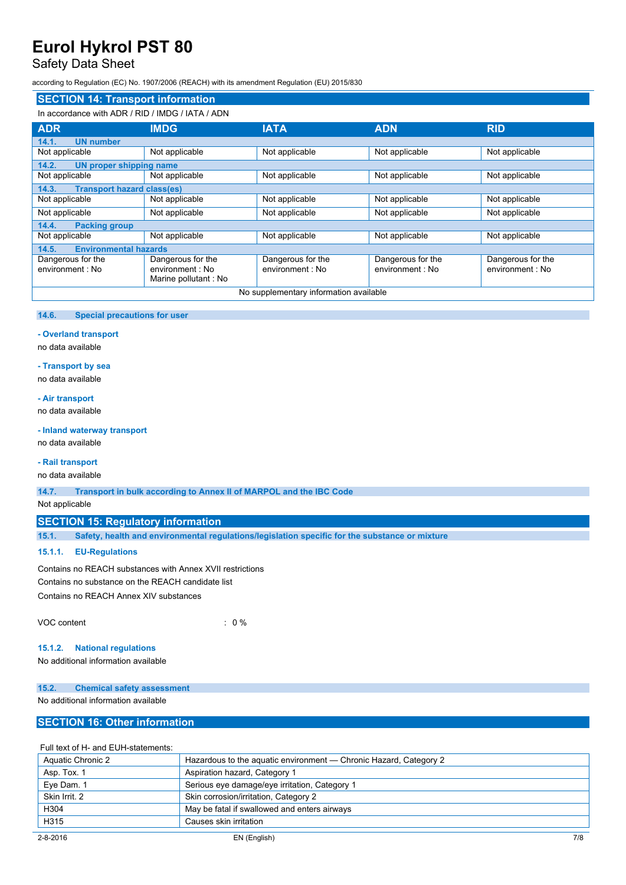## SECTION 14: Transport information

In accordance with ADR / RID / IMDG / IATA / ADN

| ADR | IMDG | IATA | ADN | RID |
|---|---|---|---|---|
| **14.1. UN number** | | | | |
| Not applicable | Not applicable | Not applicable | Not applicable | Not applicable |
| **14.2. UN proper shipping name** | | | | |
| Not applicable | Not applicable | Not applicable | Not applicable | Not applicable |
| **14.3. Transport hazard class(es)** | | | | |
| Not applicable | Not applicable | Not applicable | Not applicable | Not applicable |
| Not applicable | Not applicable | Not applicable | Not applicable | Not applicable |
| **14.4. Packing group** | | | | |
| Not applicable | Not applicable | Not applicable | Not applicable | Not applicable |
| **14.5. Environmental hazards** | | | | |
| Dangerous for the environment : No | Dangerous for the environment : No<br>Marine pollutant : No | Dangerous for the environment : No | Dangerous for the environment : No | Dangerous for the environment : No |
| No supplementary information available | | | | |

### 14.6. Special precautions for user

**- Overland transport**

no data available

**- Transport by sea**

no data available

**- Air transport**

no data available

**- Inland waterway transport**

no data available

**- Rail transport**

no data available

### 14.7. Transport in bulk according to Annex II of MARPOL and the IBC Code

Not applicable

## SECTION 15: Regulatory information

### 15.1. Safety, health and environmental regulations/legislation specific for the substance or mixture

#### 15.1.1. EU-Regulations

Contains no REACH substances with Annex XVII restrictions

Contains no substance on the REACH candidate list

Contains no REACH Annex XIV substances

VOC content : 0 %

#### 15.1.2. National regulations

No additional information available

### 15.2. Chemical safety assessment

No additional information available

## SECTION 16: Other information

Full text of H- and EUH-statements:

| | |
|---|---|
| Aquatic Chronic 2 | Hazardous to the aquatic environment — Chronic Hazard, Category 2 |
| Asp. Tox. 1 | Aspiration hazard, Category 1 |
| Eye Dam. 1 | Serious eye damage/eye irritation, Category 1 |
| Skin Irrit. 2 | Skin corrosion/irritation, Category 2 |
| H304 | May be fatal if swallowed and enters airways |
| H315 | Causes skin irritation |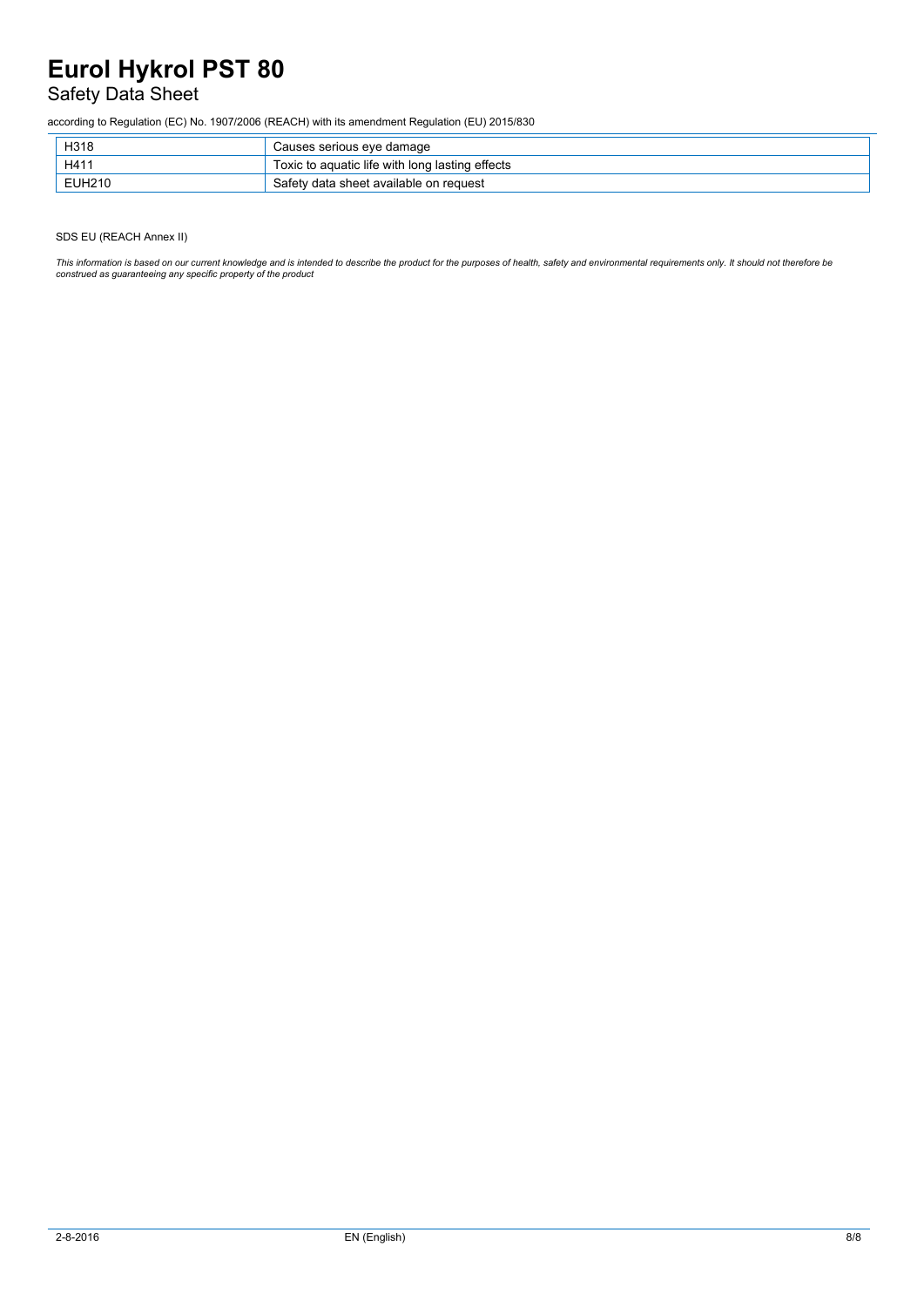| | |
|---|---|
| H318 | Causes serious eye damage |
| H411 | Toxic to aquatic life with long lasting effects |
| EUH210 | Safety data sheet available on request |

SDS EU (REACH Annex II)

*This information is based on our current knowledge and is intended to describe the product for the purposes of health, safety and environmental requirements only. It should not therefore be construed as guaranteeing any specific property of the product*